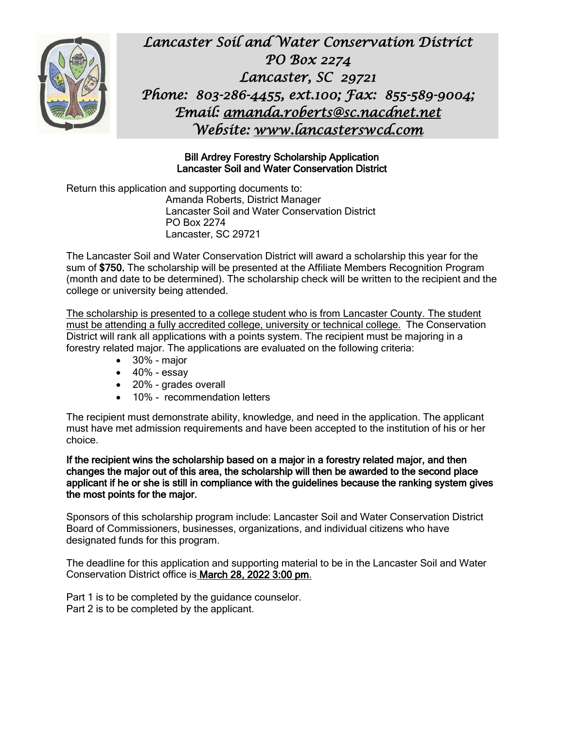*Lancaster Soil and Water Conservation District*
*PO Box 2274*
*Lancaster, SC 29721*
*Phone: 803-286-4455, ext.100; Fax: 855-589-9004;*
*Email: amanda.roberts@sc.nacdnet.net*
*Website: www.lancasterswcd.com*

**Bill Ardrey Forestry Scholarship Application**
**Lancaster Soil and Water Conservation District**

Return this application and supporting documents to:

Amanda Roberts, District Manager
Lancaster Soil and Water Conservation District
PO Box 2274
Lancaster, SC 29721

The Lancaster Soil and Water Conservation District will award a scholarship this year for the sum of **$750.** The scholarship will be presented at the Affiliate Members Recognition Program (month and date to be determined). The scholarship check will be written to the recipient and the college or university being attended.

<u>The scholarship is presented to a college student who is from Lancaster County. The student must be attending a fully accredited college, university or technical college.</u> The Conservation District will rank all applications with a points system. The recipient must be majoring in a forestry related major. The applications are evaluated on the following criteria:

- 30% - major
- 40% - essay
- 20% - grades overall
- 10% - recommendation letters

The recipient must demonstrate ability, knowledge, and need in the application. The applicant must have met admission requirements and have been accepted to the institution of his or her choice.

**If the recipient wins the scholarship based on a major in a forestry related major, and then changes the major out of this area, the scholarship will then be awarded to the second place applicant if he or she is still in compliance with the guidelines because the ranking system gives the most points for the major.**

Sponsors of this scholarship program include: Lancaster Soil and Water Conservation District Board of Commissioners, businesses, organizations, and individual citizens who have designated funds for this program.

The deadline for this application and supporting material to be in the Lancaster Soil and Water Conservation District office is <u>**March 28, 2022 3:00 pm**</u>.

Part 1 is to be completed by the guidance counselor.
Part 2 is to be completed by the applicant.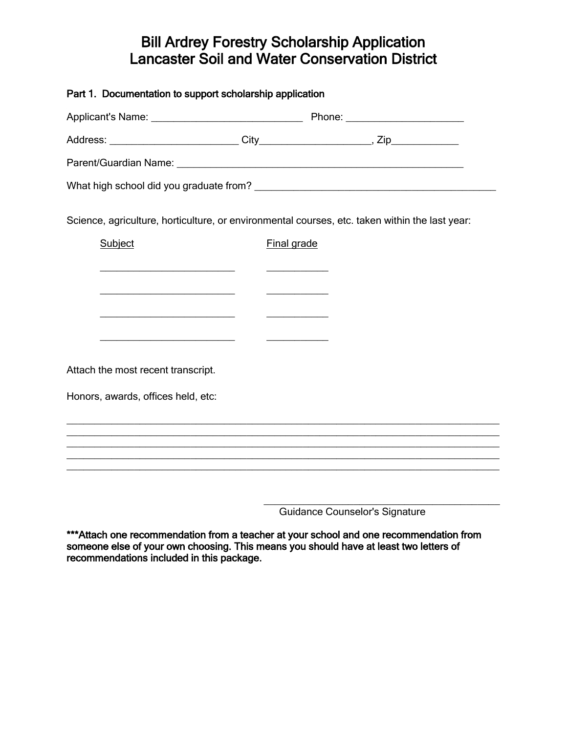# Bill Ardrey Forestry Scholarship Application
# Lancaster Soil and Water Conservation District

**Part 1. Documentation to support scholarship application**

Applicant's Name: ____________________________ Phone: ______________________

Address: ________________________ City____________________, Zip____________

Parent/Guardian Name: ______________________________________________________

What high school did you graduate from? _____________________________________________

Science, agriculture, horticulture, or environmental courses, etc. taken within the last year:

| Subject | Final grade |
| --- | --- |
| __________________________ | ___________ |
| __________________________ | ___________ |
| __________________________ | ___________ |
| __________________________ | ___________ |

Attach the most recent transcript.

Honors, awards, offices held, etc:

_______________________________________________________________________________
_______________________________________________________________________________
_______________________________________________________________________________
_______________________________________________________________________________
_______________________________________________________________________________

_____________________________________________
Guidance Counselor's Signature

**\*\*\*Attach one recommendation from a teacher at your school and one recommendation from someone else of your own choosing. This means you should have at least two letters of recommendations included in this package.**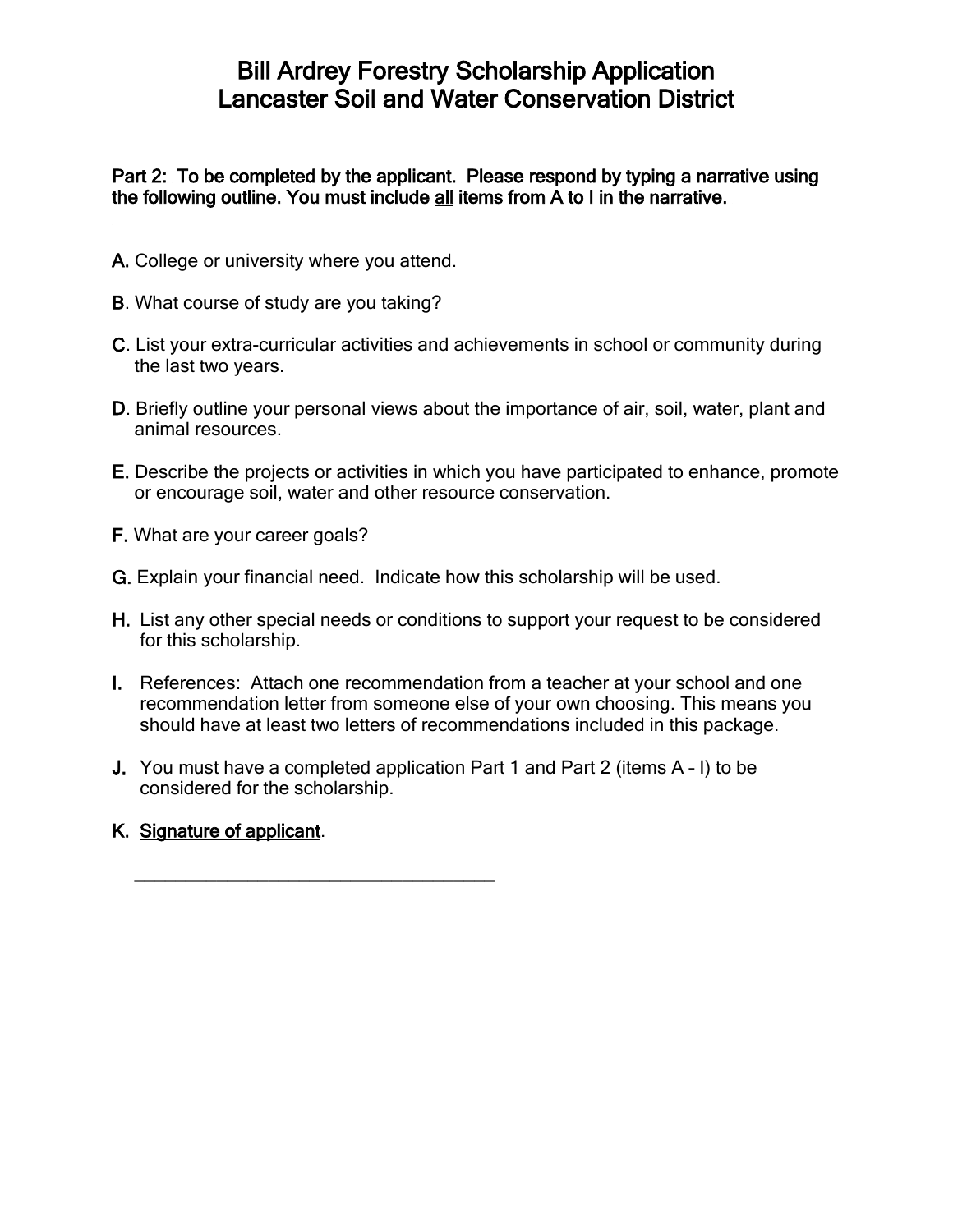# Bill Ardrey Forestry Scholarship Application
# Lancaster Soil and Water Conservation District

**Part 2: To be completed by the applicant. Please respond by typing a narrative using the following outline. You must include <u>all</u> items from A to I in the narrative.**

**A.** College or university where you attend.

**B**. What course of study are you taking?

**C**. List your extra-curricular activities and achievements in school or community during the last two years.

**D**. Briefly outline your personal views about the importance of air, soil, water, plant and animal resources.

**E.** Describe the projects or activities in which you have participated to enhance, promote or encourage soil, water and other resource conservation.

**F.** What are your career goals?

**G.** Explain your financial need. Indicate how this scholarship will be used.

**H.** List any other special needs or conditions to support your request to be considered for this scholarship.

**I.** References: Attach one recommendation from a teacher at your school and one recommendation letter from someone else of your own choosing. This means you should have at least two letters of recommendations included in this package.

**J.** You must have a completed application Part 1 and Part 2 (items A – I) to be considered for the scholarship.

**K.** **<u>Signature of applicant</u>**.

\_\_\_\_\_\_\_\_\_\_\_\_\_\_\_\_\_\_\_\_\_\_\_\_\_\_\_\_\_\_\_\_\_\_\_\_\_\_\_\_